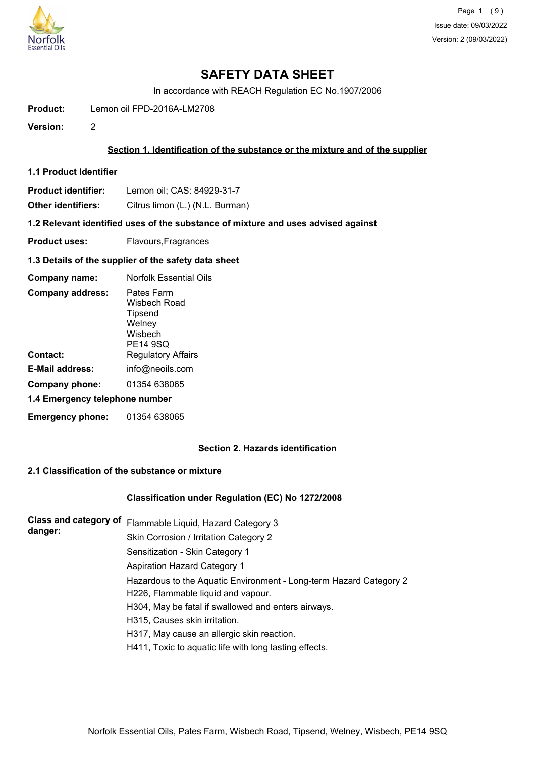# SAFETY DATA SHEET

In accordance with REACH Regulation EC No.1907/2006

**Product:** Lemon oil FPD-2016A-LM2708

**Version:** 2

## Section 1. Identification of the substance or the mixture and of the supplier

### 1.1 Product Identifier

**Product identifier:** Lemon oil; CAS: 84929-31-7

**Other identifiers:** Citrus limon (L.) (N.L. Burman)

### 1.2 Relevant identified uses of the substance of mixture and uses advised against

**Product uses:** Flavours,Fragrances

### 1.3 Details of the supplier of the safety data sheet

**Company name:** Norfolk Essential Oils

**Company address:** Pates Farm
Wisbech Road
Tipsend
Welney
Wisbech
PE14 9SQ

**Contact:** Regulatory Affairs

**E-Mail address:** info@neoils.com

**Company phone:** 01354 638065

### 1.4 Emergency telephone number

**Emergency phone:** 01354 638065

## Section 2. Hazards identification

### 2.1 Classification of the substance or mixture

**Classification under Regulation (EC) No 1272/2008**

**Class and category of danger:**

Flammable Liquid, Hazard Category 3
Skin Corrosion / Irritation Category 2
Sensitization - Skin Category 1
Aspiration Hazard Category 1
Hazardous to the Aquatic Environment - Long-term Hazard Category 2
H226, Flammable liquid and vapour.
H304, May be fatal if swallowed and enters airways.
H315, Causes skin irritation.
H317, May cause an allergic skin reaction.
H411, Toxic to aquatic life with long lasting effects.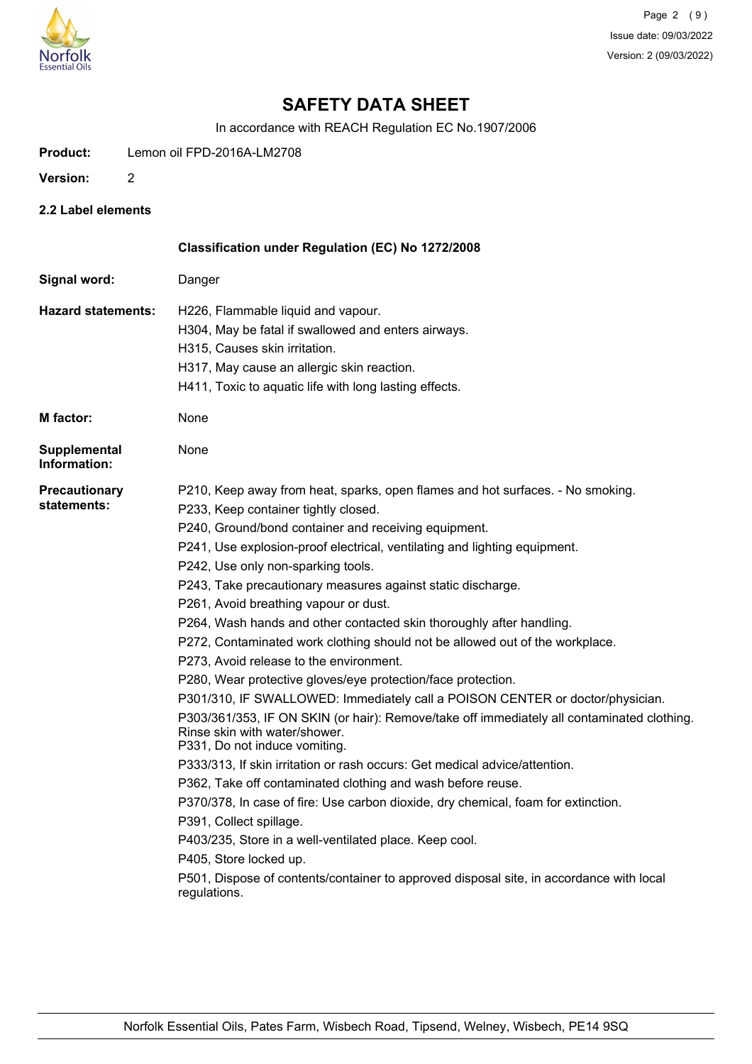# SAFETY DATA SHEET

In accordance with REACH Regulation EC No.1907/2006

**Product:** Lemon oil FPD-2016A-LM2708

**Version:** 2

## 2.2 Label elements

**Classification under Regulation (EC) No 1272/2008**

**Signal word:** Danger

**Hazard statements:**
H226, Flammable liquid and vapour.
H304, May be fatal if swallowed and enters airways.
H315, Causes skin irritation.
H317, May cause an allergic skin reaction.
H411, Toxic to aquatic life with long lasting effects.

**M factor:** None

**Supplemental Information:** None

**Precautionary statements:**
P210, Keep away from heat, sparks, open flames and hot surfaces. - No smoking.
P233, Keep container tightly closed.
P240, Ground/bond container and receiving equipment.
P241, Use explosion-proof electrical, ventilating and lighting equipment.
P242, Use only non-sparking tools.
P243, Take precautionary measures against static discharge.
P261, Avoid breathing vapour or dust.
P264, Wash hands and other contacted skin thoroughly after handling.
P272, Contaminated work clothing should not be allowed out of the workplace.
P273, Avoid release to the environment.
P280, Wear protective gloves/eye protection/face protection.
P301/310, IF SWALLOWED: Immediately call a POISON CENTER or doctor/physician.
P303/361/353, IF ON SKIN (or hair): Remove/take off immediately all contaminated clothing. Rinse skin with water/shower.
P331, Do not induce vomiting.
P333/313, If skin irritation or rash occurs: Get medical advice/attention.
P362, Take off contaminated clothing and wash before reuse.
P370/378, In case of fire: Use carbon dioxide, dry chemical, foam for extinction.
P391, Collect spillage.
P403/235, Store in a well-ventilated place. Keep cool.
P405, Store locked up.
P501, Dispose of contents/container to approved disposal site, in accordance with local regulations.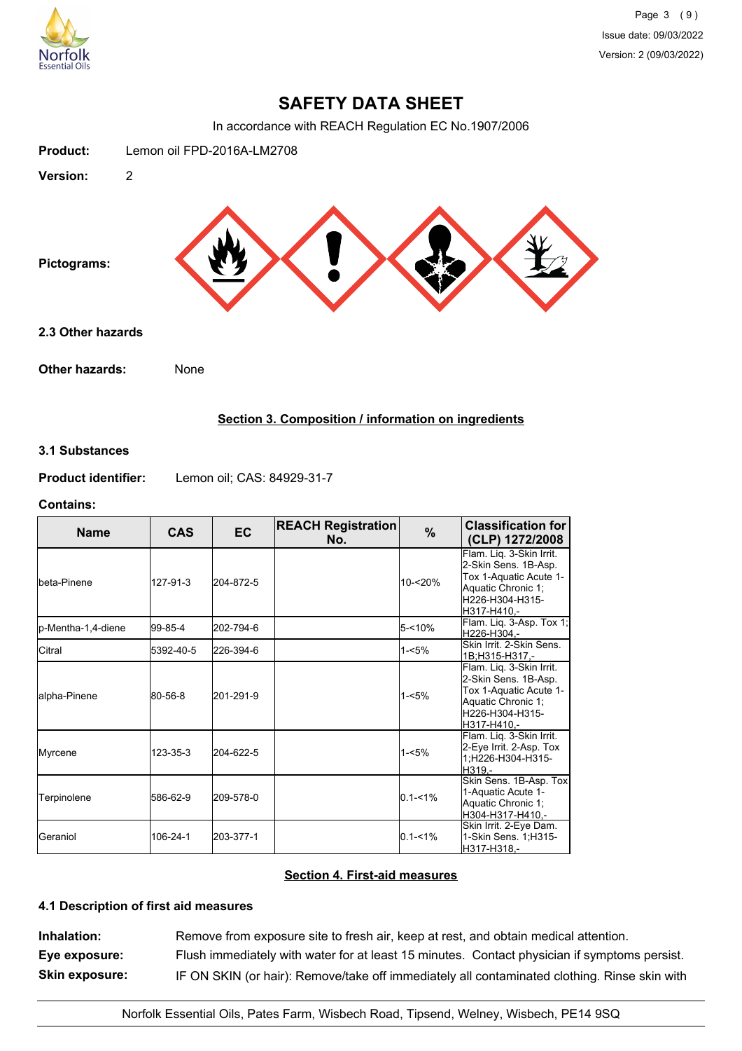# SAFETY DATA SHEET

In accordance with REACH Regulation EC No.1907/2006

**Product:** Lemon oil FPD-2016A-LM2708

**Version:** 2

**Pictograms:**

### 2.3 Other hazards

**Other hazards:** None

## Section 3. Composition / information on ingredients

### 3.1 Substances

**Product identifier:** Lemon oil; CAS: 84929-31-7

**Contains:**

| Name | CAS | EC | REACH Registration No. | % | Classification for (CLP) 1272/2008 |
|---|---|---|---|---|---|
| beta-Pinene | 127-91-3 | 204-872-5 | | 10-<20% | Flam. Liq. 3-Skin Irrit. 2-Skin Sens. 1B-Asp. Tox 1-Aquatic Acute 1-Aquatic Chronic 1; H226-H304-H315-H317-H410,- |
| p-Mentha-1,4-diene | 99-85-4 | 202-794-6 | | 5-<10% | Flam. Liq. 3-Asp. Tox 1; H226-H304,- |
| Citral | 5392-40-5 | 226-394-6 | | 1-<5% | Skin Irrit. 2-Skin Sens. 1B;H315-H317,- |
| alpha-Pinene | 80-56-8 | 201-291-9 | | 1-<5% | Flam. Liq. 3-Skin Irrit. 2-Skin Sens. 1B-Asp. Tox 1-Aquatic Acute 1-Aquatic Chronic 1; H226-H304-H315-H317-H410,- |
| Myrcene | 123-35-3 | 204-622-5 | | 1-<5% | Flam. Liq. 3-Skin Irrit. 2-Eye Irrit. 2-Asp. Tox 1;H226-H304-H315-H319,- |
| Terpinolene | 586-62-9 | 209-578-0 | | 0.1-<1% | Skin Sens. 1B-Asp. Tox 1-Aquatic Acute 1-Aquatic Chronic 1; H304-H317-H410,- |
| Geraniol | 106-24-1 | 203-377-1 | | 0.1-<1% | Skin Irrit. 2-Eye Dam. 1-Skin Sens. 1;H315-H317-H318,- |

## Section 4. First-aid measures

### 4.1 Description of first aid measures

**Inhalation:** Remove from exposure site to fresh air, keep at rest, and obtain medical attention.

**Eye exposure:** Flush immediately with water for at least 15 minutes. Contact physician if symptoms persist.

**Skin exposure:** IF ON SKIN (or hair): Remove/take off immediately all contaminated clothing. Rinse skin with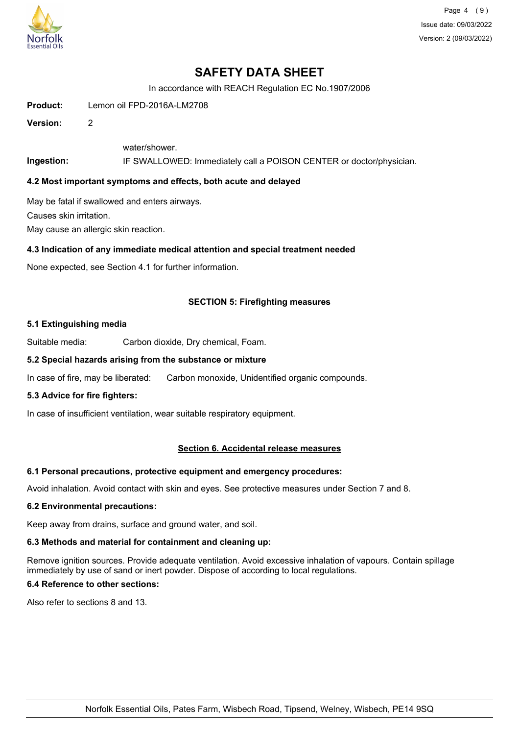# SAFETY DATA SHEET

In accordance with REACH Regulation EC No.1907/2006

**Product:** Lemon oil FPD-2016A-LM2708

**Version:** 2

water/shower.

**Ingestion:** IF SWALLOWED: Immediately call a POISON CENTER or doctor/physician.

### 4.2 Most important symptoms and effects, both acute and delayed

May be fatal if swallowed and enters airways.

Causes skin irritation.

May cause an allergic skin reaction.

### 4.3 Indication of any immediate medical attention and special treatment needed

None expected, see Section 4.1 for further information.

## SECTION 5: Firefighting measures

### 5.1 Extinguishing media

Suitable media: Carbon dioxide, Dry chemical, Foam.

### 5.2 Special hazards arising from the substance or mixture

In case of fire, may be liberated: Carbon monoxide, Unidentified organic compounds.

### 5.3 Advice for fire fighters:

In case of insufficient ventilation, wear suitable respiratory equipment.

## Section 6. Accidental release measures

### 6.1 Personal precautions, protective equipment and emergency procedures:

Avoid inhalation. Avoid contact with skin and eyes. See protective measures under Section 7 and 8.

### 6.2 Environmental precautions:

Keep away from drains, surface and ground water, and soil.

### 6.3 Methods and material for containment and cleaning up:

Remove ignition sources. Provide adequate ventilation. Avoid excessive inhalation of vapours. Contain spillage immediately by use of sand or inert powder. Dispose of according to local regulations.

### 6.4 Reference to other sections:

Also refer to sections 8 and 13.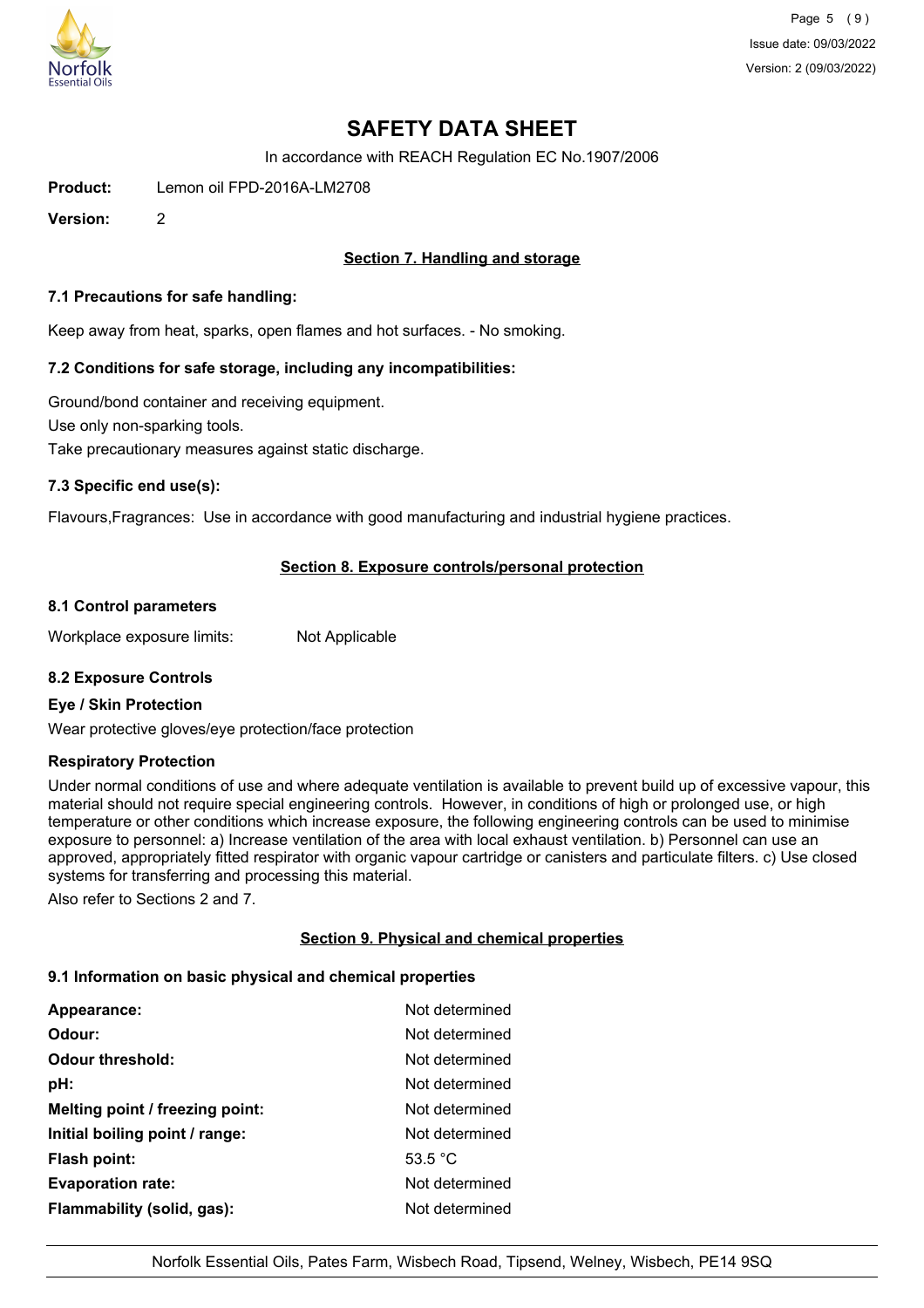# SAFETY DATA SHEET

In accordance with REACH Regulation EC No.1907/2006

**Product:** Lemon oil FPD-2016A-LM2708

**Version:** 2

## Section 7. Handling and storage

### 7.1 Precautions for safe handling:

Keep away from heat, sparks, open flames and hot surfaces. - No smoking.

### 7.2 Conditions for safe storage, including any incompatibilities:

Ground/bond container and receiving equipment.
Use only non-sparking tools.
Take precautionary measures against static discharge.

### 7.3 Specific end use(s):

Flavours,Fragrances: Use in accordance with good manufacturing and industrial hygiene practices.

## Section 8. Exposure controls/personal protection

### 8.1 Control parameters

Workplace exposure limits: Not Applicable

### 8.2 Exposure Controls

**Eye / Skin Protection**

Wear protective gloves/eye protection/face protection

**Respiratory Protection**

Under normal conditions of use and where adequate ventilation is available to prevent build up of excessive vapour, this material should not require special engineering controls. However, in conditions of high or prolonged use, or high temperature or other conditions which increase exposure, the following engineering controls can be used to minimise exposure to personnel: a) Increase ventilation of the area with local exhaust ventilation. b) Personnel can use an approved, appropriately fitted respirator with organic vapour cartridge or canisters and particulate filters. c) Use closed systems for transferring and processing this material.

Also refer to Sections 2 and 7.

## Section 9. Physical and chemical properties

### 9.1 Information on basic physical and chemical properties

| | |
|---|---|
| **Appearance:** | Not determined |
| **Odour:** | Not determined |
| **Odour threshold:** | Not determined |
| **pH:** | Not determined |
| **Melting point / freezing point:** | Not determined |
| **Initial boiling point / range:** | Not determined |
| **Flash point:** | 53.5 °C |
| **Evaporation rate:** | Not determined |
| **Flammability (solid, gas):** | Not determined |

Norfolk Essential Oils, Pates Farm, Wisbech Road, Tipsend, Welney, Wisbech, PE14 9SQ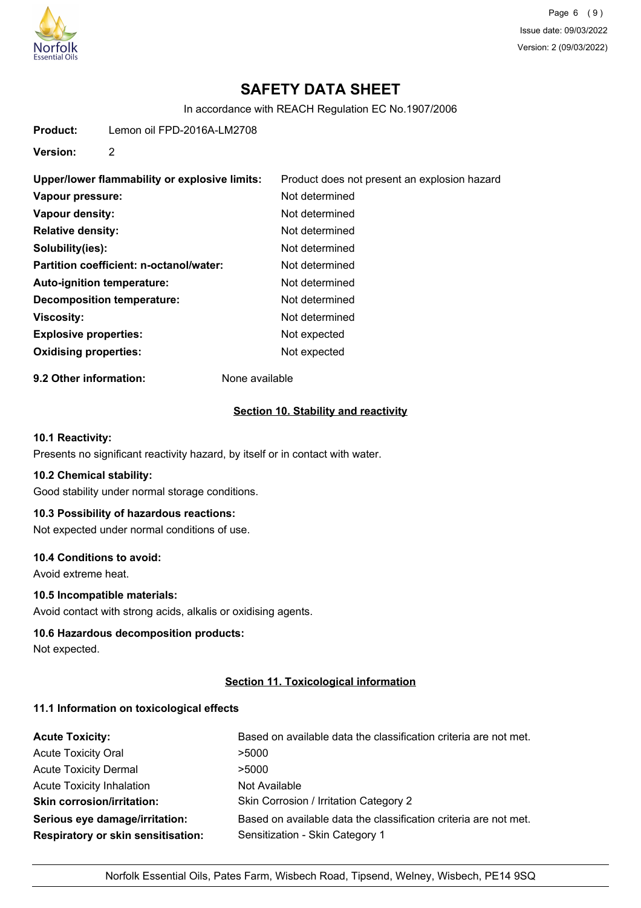| | |
|---|---|
| **Upper/lower flammability or explosive limits:** | Product does not present an explosion hazard |
| **Vapour pressure:** | Not determined |
| **Vapour density:** | Not determined |
| **Relative density:** | Not determined |
| **Solubility(ies):** | Not determined |
| **Partition coefficient: n-octanol/water:** | Not determined |
| **Auto-ignition temperature:** | Not determined |
| **Decomposition temperature:** | Not determined |
| **Viscosity:** | Not determined |
| **Explosive properties:** | Not expected |
| **Oxidising properties:** | Not expected |

**9.2 Other information:** None available

## Section 10. Stability and reactivity

**10.1 Reactivity:**

Presents no significant reactivity hazard, by itself or in contact with water.

**10.2 Chemical stability:**

Good stability under normal storage conditions.

**10.3 Possibility of hazardous reactions:**

Not expected under normal conditions of use.

**10.4 Conditions to avoid:**

Avoid extreme heat.

**10.5 Incompatible materials:**

Avoid contact with strong acids, alkalis or oxidising agents.

**10.6 Hazardous decomposition products:**

Not expected.

## Section 11. Toxicological information

**11.1 Information on toxicological effects**

| | |
|---|---|
| **Acute Toxicity:** | Based on available data the classification criteria are not met. |
| Acute Toxicity Oral | >5000 |
| Acute Toxicity Dermal | >5000 |
| Acute Toxicity Inhalation | Not Available |
| **Skin corrosion/irritation:** | Skin Corrosion / Irritation Category 2 |
| **Serious eye damage/irritation:** | Based on available data the classification criteria are not met. |
| **Respiratory or skin sensitisation:** | Sensitization - Skin Category 1 |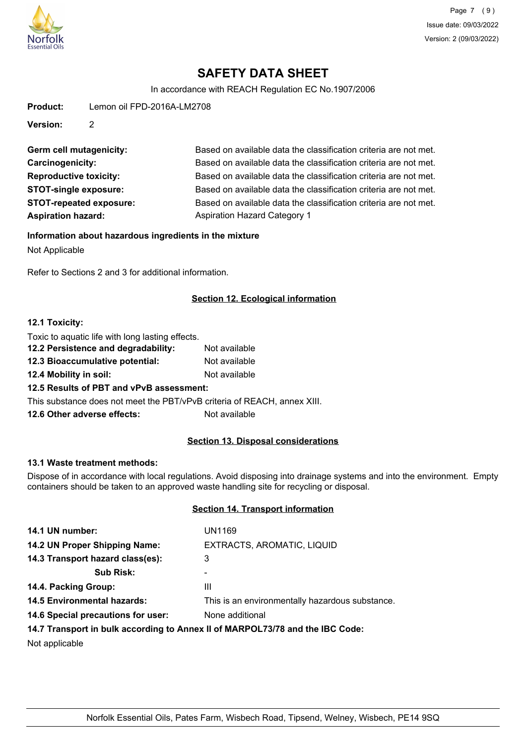# SAFETY DATA SHEET

In accordance with REACH Regulation EC No.1907/2006

**Product:** Lemon oil FPD-2016A-LM2708

**Version:** 2

| | |
|---|---|
| **Germ cell mutagenicity:** | Based on available data the classification criteria are not met. |
| **Carcinogenicity:** | Based on available data the classification criteria are not met. |
| **Reproductive toxicity:** | Based on available data the classification criteria are not met. |
| **STOT-single exposure:** | Based on available data the classification criteria are not met. |
| **STOT-repeated exposure:** | Based on available data the classification criteria are not met. |
| **Aspiration hazard:** | Aspiration Hazard Category 1 |

**Information about hazardous ingredients in the mixture**

Not Applicable

Refer to Sections 2 and 3 for additional information.

## Section 12. Ecological information

**12.1 Toxicity:**

Toxic to aquatic life with long lasting effects.

**12.2 Persistence and degradability:** Not available

**12.3 Bioaccumulative potential:** Not available

**12.4 Mobility in soil:** Not available

**12.5 Results of PBT and vPvB assessment:**

This substance does not meet the PBT/vPvB criteria of REACH, annex XIII.

**12.6 Other adverse effects:** Not available

## Section 13. Disposal considerations

**13.1 Waste treatment methods:**

Dispose of in accordance with local regulations. Avoid disposing into drainage systems and into the environment. Empty containers should be taken to an approved waste handling site for recycling or disposal.

## Section 14. Transport information

| | |
|---|---|
| **14.1 UN number:** | UN1169 |
| **14.2 UN Proper Shipping Name:** | EXTRACTS, AROMATIC, LIQUID |
| **14.3 Transport hazard class(es):** | 3 |
| **Sub Risk:** | - |
| **14.4. Packing Group:** | III |
| **14.5 Environmental hazards:** | This is an environmentally hazardous substance. |
| **14.6 Special precautions for user:** | None additional |

**14.7 Transport in bulk according to Annex II of MARPOL73/78 and the IBC Code:**

Not applicable

Norfolk Essential Oils, Pates Farm, Wisbech Road, Tipsend, Welney, Wisbech, PE14 9SQ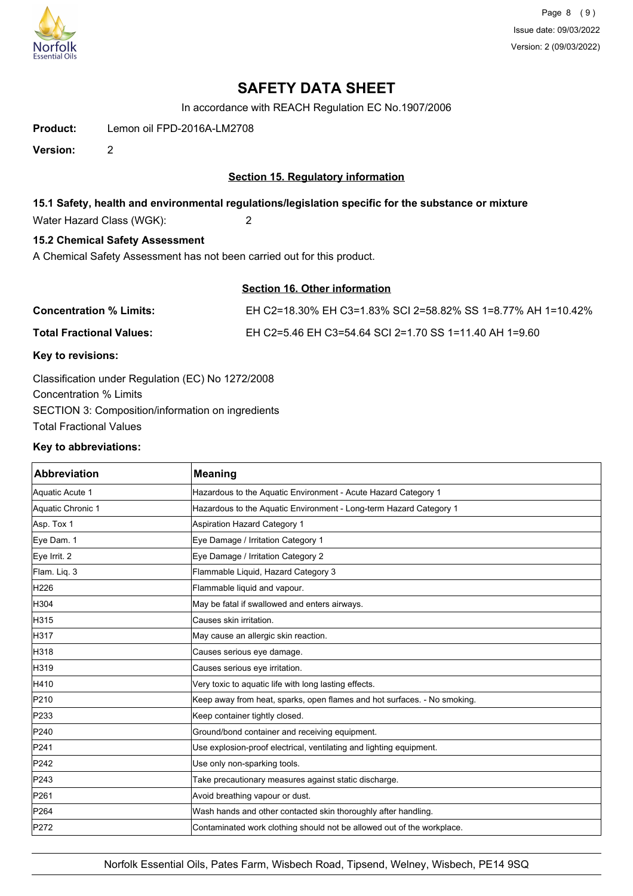# SAFETY DATA SHEET

In accordance with REACH Regulation EC No.1907/2006

**Product:** Lemon oil FPD-2016A-LM2708

**Version:** 2

## Section 15. Regulatory information

### 15.1 Safety, health and environmental regulations/legislation specific for the substance or mixture

Water Hazard Class (WGK): 2

### 15.2 Chemical Safety Assessment

A Chemical Safety Assessment has not been carried out for this product.

## Section 16. Other information

**Concentration % Limits:** EH C2=18.30% EH C3=1.83% SCI 2=58.82% SS 1=8.77% AH 1=10.42%

**Total Fractional Values:** EH C2=5.46 EH C3=54.64 SCI 2=1.70 SS 1=11.40 AH 1=9.60

**Key to revisions:**

Classification under Regulation (EC) No 1272/2008
Concentration % Limits
SECTION 3: Composition/information on ingredients
Total Fractional Values

**Key to abbreviations:**

| Abbreviation | Meaning |
|---|---|
| Aquatic Acute 1 | Hazardous to the Aquatic Environment - Acute Hazard Category 1 |
| Aquatic Chronic 1 | Hazardous to the Aquatic Environment - Long-term Hazard Category 1 |
| Asp. Tox 1 | Aspiration Hazard Category 1 |
| Eye Dam. 1 | Eye Damage / Irritation Category 1 |
| Eye Irrit. 2 | Eye Damage / Irritation Category 2 |
| Flam. Liq. 3 | Flammable Liquid, Hazard Category 3 |
| H226 | Flammable liquid and vapour. |
| H304 | May be fatal if swallowed and enters airways. |
| H315 | Causes skin irritation. |
| H317 | May cause an allergic skin reaction. |
| H318 | Causes serious eye damage. |
| H319 | Causes serious eye irritation. |
| H410 | Very toxic to aquatic life with long lasting effects. |
| P210 | Keep away from heat, sparks, open flames and hot surfaces. - No smoking. |
| P233 | Keep container tightly closed. |
| P240 | Ground/bond container and receiving equipment. |
| P241 | Use explosion-proof electrical, ventilating and lighting equipment. |
| P242 | Use only non-sparking tools. |
| P243 | Take precautionary measures against static discharge. |
| P261 | Avoid breathing vapour or dust. |
| P264 | Wash hands and other contacted skin thoroughly after handling. |
| P272 | Contaminated work clothing should not be allowed out of the workplace. |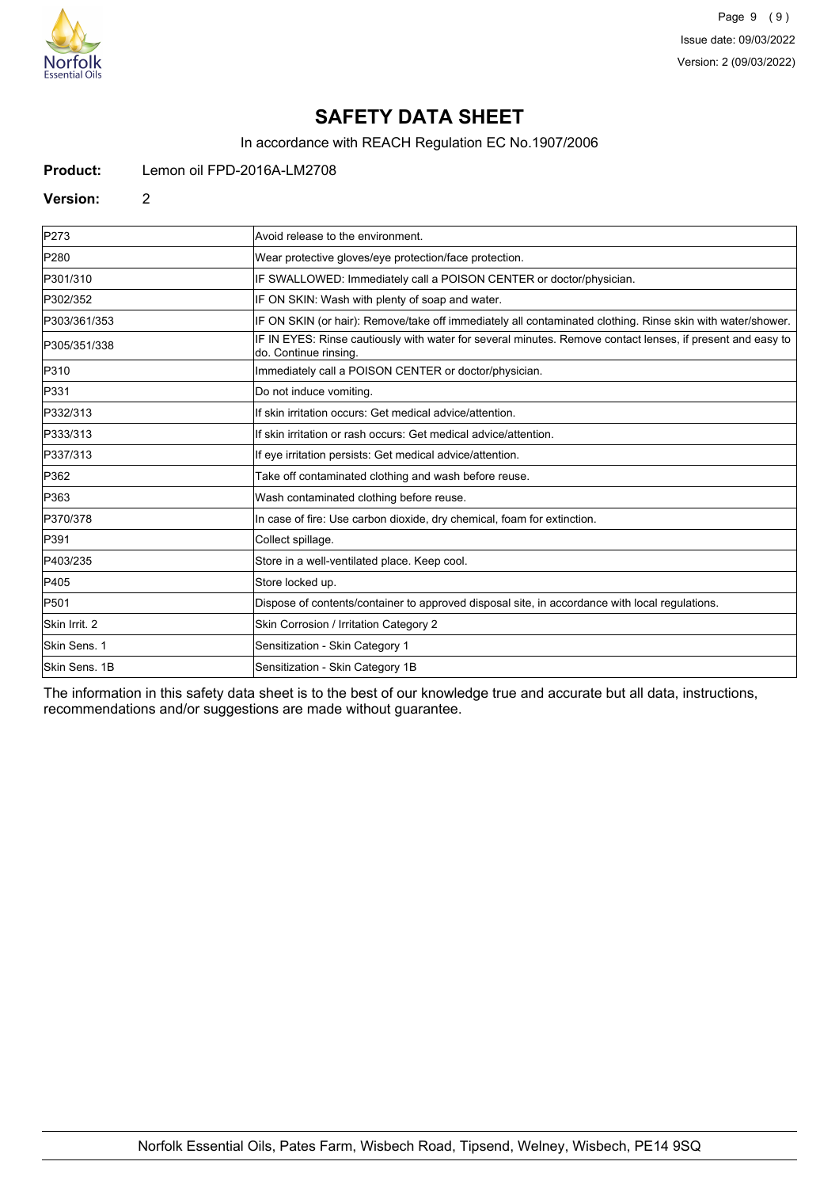# SAFETY DATA SHEET

In accordance with REACH Regulation EC No.1907/2006

**Product:** Lemon oil FPD-2016A-LM2708

**Version:** 2

| | |
|---|---|
| P273 | Avoid release to the environment. |
| P280 | Wear protective gloves/eye protection/face protection. |
| P301/310 | IF SWALLOWED: Immediately call a POISON CENTER or doctor/physician. |
| P302/352 | IF ON SKIN: Wash with plenty of soap and water. |
| P303/361/353 | IF ON SKIN (or hair): Remove/take off immediately all contaminated clothing. Rinse skin with water/shower. |
| P305/351/338 | IF IN EYES: Rinse cautiously with water for several minutes. Remove contact lenses, if present and easy to do. Continue rinsing. |
| P310 | Immediately call a POISON CENTER or doctor/physician. |
| P331 | Do not induce vomiting. |
| P332/313 | If skin irritation occurs: Get medical advice/attention. |
| P333/313 | If skin irritation or rash occurs: Get medical advice/attention. |
| P337/313 | If eye irritation persists: Get medical advice/attention. |
| P362 | Take off contaminated clothing and wash before reuse. |
| P363 | Wash contaminated clothing before reuse. |
| P370/378 | In case of fire: Use carbon dioxide, dry chemical, foam for extinction. |
| P391 | Collect spillage. |
| P403/235 | Store in a well-ventilated place. Keep cool. |
| P405 | Store locked up. |
| P501 | Dispose of contents/container to approved disposal site, in accordance with local regulations. |
| Skin Irrit. 2 | Skin Corrosion / Irritation Category 2 |
| Skin Sens. 1 | Sensitization - Skin Category 1 |
| Skin Sens. 1B | Sensitization - Skin Category 1B |

The information in this safety data sheet is to the best of our knowledge true and accurate but all data, instructions, recommendations and/or suggestions are made without guarantee.